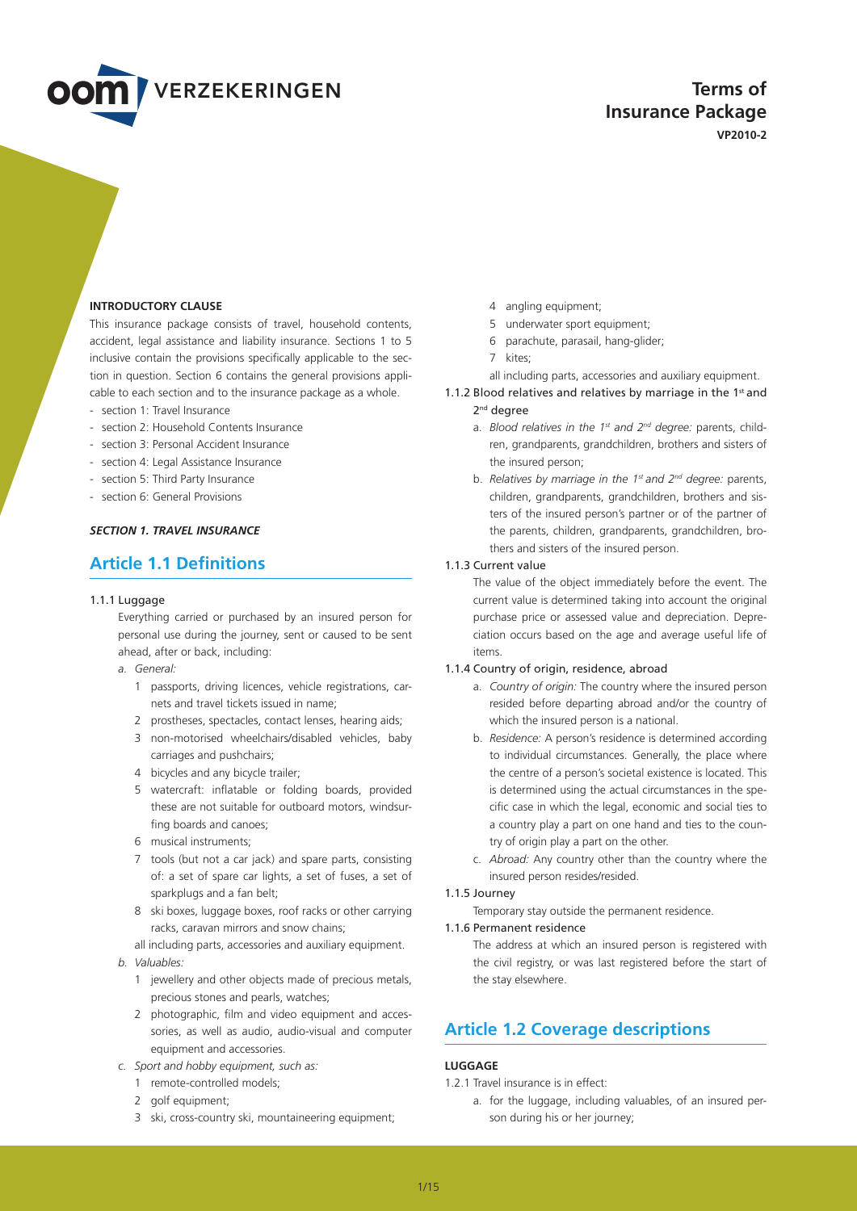# Terms of Insurance Package

**VP2010-2**

**INTRODUCTORY CLAUSE**

This insurance package consists of travel, household contents, accident, legal assistance and liability insurance. Sections 1 to 5 inclusive contain the provisions specifically applicable to the section in question. Section 6 contains the general provisions applicable to each section and to the insurance package as a whole.

- section 1: Travel Insurance
- section 2: Household Contents Insurance
- section 3: Personal Accident Insurance
- section 4: Legal Assistance Insurance
- section 5: Third Party Insurance
- section 6: General Provisions

***SECTION 1. TRAVEL INSURANCE***

## Article 1.1 Definitions

1.1.1 Luggage

Everything carried or purchased by an insured person for personal use during the journey, sent or caused to be sent ahead, after or back, including:

*a. General:*

1. passports, driving licences, vehicle registrations, carnets and travel tickets issued in name;
2. prostheses, spectacles, contact lenses, hearing aids;
3. non-motorised wheelchairs/disabled vehicles, baby carriages and pushchairs;
4. bicycles and any bicycle trailer;
5. watercraft: inflatable or folding boards, provided these are not suitable for outboard motors, windsurfing boards and canoes;
6. musical instruments;
7. tools (but not a car jack) and spare parts, consisting of: a set of spare car lights, a set of fuses, a set of sparkplugs and a fan belt;
8. ski boxes, luggage boxes, roof racks or other carrying racks, caravan mirrors and snow chains;

all including parts, accessories and auxiliary equipment.

*b. Valuables:*

1. jewellery and other objects made of precious metals, precious stones and pearls, watches;
2. photographic, film and video equipment and accessories, as well as audio, audio-visual and computer equipment and accessories.

*c. Sport and hobby equipment, such as:*

1. remote-controlled models;
2. golf equipment;
3. ski, cross-country ski, mountaineering equipment;
4. angling equipment;
5. underwater sport equipment;
6. parachute, parasail, hang-glider;
7. kites;

all including parts, accessories and auxiliary equipment.

1.1.2 Blood relatives and relatives by marriage in the 1st and 2nd degree

a. *Blood relatives in the 1st and 2nd degree:* parents, children, grandparents, grandchildren, brothers and sisters of the insured person;

b. *Relatives by marriage in the 1st and 2nd degree:* parents, children, grandparents, grandchildren, brothers and sisters of the insured person's partner or of the partner of the parents, children, grandparents, grandchildren, brothers and sisters of the insured person.

1.1.3 Current value

The value of the object immediately before the event. The current value is determined taking into account the original purchase price or assessed value and depreciation. Depreciation occurs based on the age and average useful life of items.

1.1.4 Country of origin, residence, abroad

a. *Country of origin:* The country where the insured person resided before departing abroad and/or the country of which the insured person is a national.

b. *Residence:* A person's residence is determined according to individual circumstances. Generally, the place where the centre of a person's societal existence is located. This is determined using the actual circumstances in the specific case in which the legal, economic and social ties to a country play a part on one hand and ties to the country of origin play a part on the other.

c. *Abroad:* Any country other than the country where the insured person resides/resided.

1.1.5 Journey

Temporary stay outside the permanent residence.

1.1.6 Permanent residence

The address at which an insured person is registered with the civil registry, or was last registered before the start of the stay elsewhere.

## Article 1.2 Coverage descriptions

**LUGGAGE**

1.2.1 Travel insurance is in effect:

a. for the luggage, including valuables, of an insured person during his or her journey;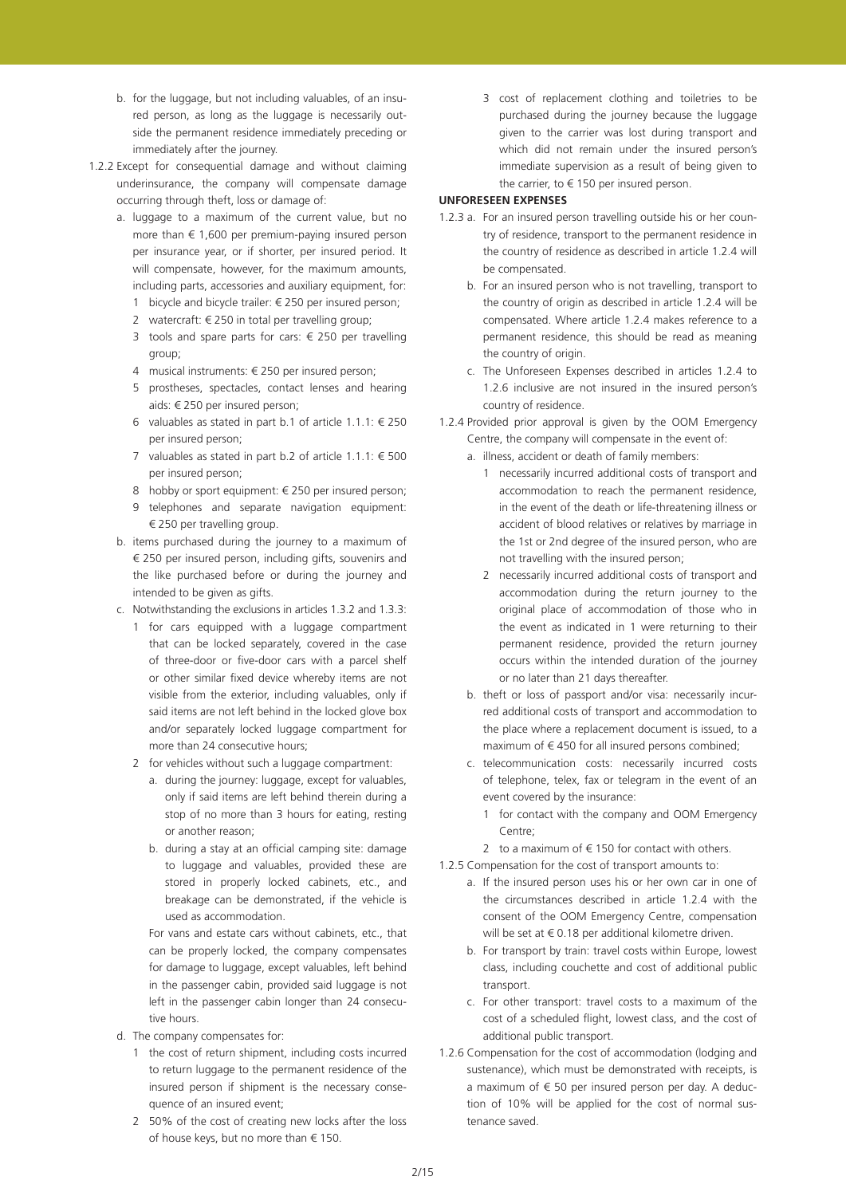b. for the luggage, but not including valuables, of an insured person, as long as the luggage is necessarily outside the permanent residence immediately preceding or immediately after the journey.

1.2.2 Except for consequential damage and without claiming underinsurance, the company will compensate damage occurring through theft, loss or damage of:

a. luggage to a maximum of the current value, but no more than € 1,600 per premium-paying insured person per insurance year, or if shorter, per insured period. It will compensate, however, for the maximum amounts, including parts, accessories and auxiliary equipment, for:
   1 bicycle and bicycle trailer: € 250 per insured person;
   2 watercraft: € 250 in total per travelling group;
   3 tools and spare parts for cars: € 250 per travelling group;
   4 musical instruments: € 250 per insured person;
   5 prostheses, spectacles, contact lenses and hearing aids: € 250 per insured person;
   6 valuables as stated in part b.1 of article 1.1.1: € 250 per insured person;
   7 valuables as stated in part b.2 of article 1.1.1: € 500 per insured person;
   8 hobby or sport equipment: € 250 per insured person;
   9 telephones and separate navigation equipment: € 250 per travelling group.

b. items purchased during the journey to a maximum of € 250 per insured person, including gifts, souvenirs and the like purchased before or during the journey and intended to be given as gifts.

c. Notwithstanding the exclusions in articles 1.3.2 and 1.3.3:
   1 for cars equipped with a luggage compartment that can be locked separately, covered in the case of three-door or five-door cars with a parcel shelf or other similar fixed device whereby items are not visible from the exterior, including valuables, only if said items are not left behind in the locked glove box and/or separately locked luggage compartment for more than 24 consecutive hours;
   2 for vehicles without such a luggage compartment:
      a. during the journey: luggage, except for valuables, only if said items are left behind therein during a stop of no more than 3 hours for eating, resting or another reason;
      b. during a stay at an official camping site: damage to luggage and valuables, provided these are stored in properly locked cabinets, etc., and breakage can be demonstrated, if the vehicle is used as accommodation.

   For vans and estate cars without cabinets, etc., that can be properly locked, the company compensates for damage to luggage, except valuables, left behind in the passenger cabin, provided said luggage is not left in the passenger cabin longer than 24 consecutive hours.

d. The company compensates for:
   1 the cost of return shipment, including costs incurred to return luggage to the permanent residence of the insured person if shipment is the necessary consequence of an insured event;
   2 50% of the cost of creating new locks after the loss of house keys, but no more than € 150.
   3 cost of replacement clothing and toiletries to be purchased during the journey because the luggage given to the carrier was lost during transport and which did not remain under the insured person's immediate supervision as a result of being given to the carrier, to € 150 per insured person.

**UNFORESEEN EXPENSES**

1.2.3 a. For an insured person travelling outside his or her country of residence, transport to the permanent residence in the country of residence as described in article 1.2.4 will be compensated.

b. For an insured person who is not travelling, transport to the country of origin as described in article 1.2.4 will be compensated. Where article 1.2.4 makes reference to a permanent residence, this should be read as meaning the country of origin.

c. The Unforeseen Expenses described in articles 1.2.4 to 1.2.6 inclusive are not insured in the insured person's country of residence.

1.2.4 Provided prior approval is given by the OOM Emergency Centre, the company will compensate in the event of:

a. illness, accident or death of family members:
   1 necessarily incurred additional costs of transport and accommodation to reach the permanent residence, in the event of the death or life-threatening illness or accident of blood relatives or relatives by marriage in the 1st or 2nd degree of the insured person, who are not travelling with the insured person;
   2 necessarily incurred additional costs of transport and accommodation during the return journey to the original place of accommodation of those who in the event as indicated in 1 were returning to their permanent residence, provided the return journey occurs within the intended duration of the journey or no later than 21 days thereafter.

b. theft or loss of passport and/or visa: necessarily incurred additional costs of transport and accommodation to the place where a replacement document is issued, to a maximum of € 450 for all insured persons combined;

c. telecommunication costs: necessarily incurred costs of telephone, telex, fax or telegram in the event of an event covered by the insurance:
   1 for contact with the company and OOM Emergency Centre;
   2 to a maximum of € 150 for contact with others.

1.2.5 Compensation for the cost of transport amounts to:

a. If the insured person uses his or her own car in one of the circumstances described in article 1.2.4 with the consent of the OOM Emergency Centre, compensation will be set at € 0.18 per additional kilometre driven.

b. For transport by train: travel costs within Europe, lowest class, including couchette and cost of additional public transport.

c. For other transport: travel costs to a maximum of the cost of a scheduled flight, lowest class, and the cost of additional public transport.

1.2.6 Compensation for the cost of accommodation (lodging and sustenance), which must be demonstrated with receipts, is a maximum of € 50 per insured person per day. A deduction of 10% will be applied for the cost of normal sustenance saved.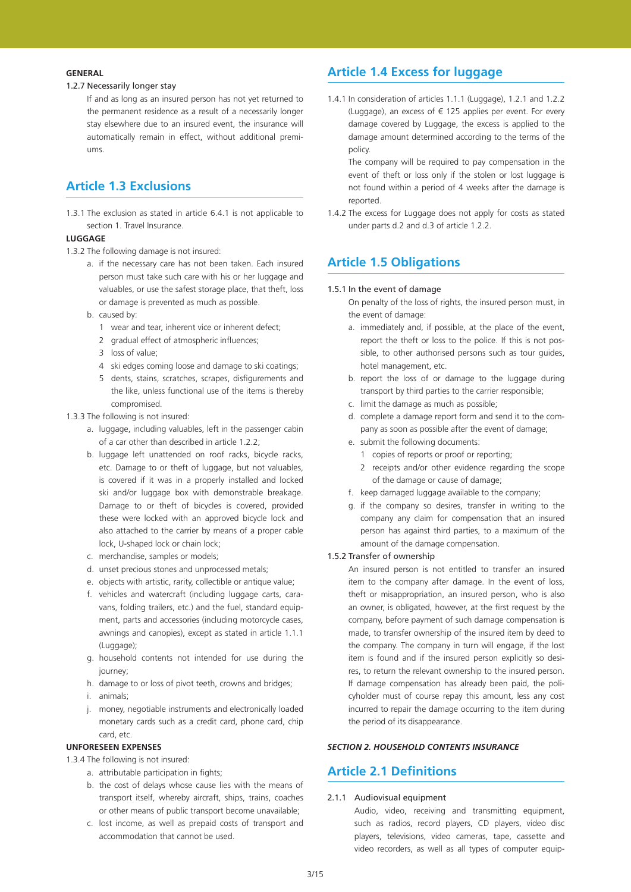**GENERAL**

1.2.7 Necessarily longer stay

If and as long as an insured person has not yet returned to the permanent residence as a result of a necessarily longer stay elsewhere due to an insured event, the insurance will automatically remain in effect, without additional premiums.

## Article 1.3 Exclusions

1.3.1 The exclusion as stated in article 6.4.1 is not applicable to section 1. Travel Insurance.

**LUGGAGE**

1.3.2 The following damage is not insured:

a. if the necessary care has not been taken. Each insured person must take such care with his or her luggage and valuables, or use the safest storage place, that theft, loss or damage is prevented as much as possible.

b. caused by:

1 wear and tear, inherent vice or inherent defect;

2 gradual effect of atmospheric influences;

3 loss of value;

4 ski edges coming loose and damage to ski coatings;

5 dents, stains, scratches, scrapes, disfigurements and the like, unless functional use of the items is thereby compromised.

1.3.3 The following is not insured:

a. luggage, including valuables, left in the passenger cabin of a car other than described in article 1.2.2;

b. luggage left unattended on roof racks, bicycle racks, etc. Damage to or theft of luggage, but not valuables, is covered if it was in a properly installed and locked ski and/or luggage box with demonstrable breakage. Damage to or theft of bicycles is covered, provided these were locked with an approved bicycle lock and also attached to the carrier by means of a proper cable lock, U-shaped lock or chain lock;

c. merchandise, samples or models;

d. unset precious stones and unprocessed metals;

e. objects with artistic, rarity, collectible or antique value;

f. vehicles and watercraft (including luggage carts, caravans, folding trailers, etc.) and the fuel, standard equipment, parts and accessories (including motorcycle cases, awnings and canopies), except as stated in article 1.1.1 (Luggage);

g. household contents not intended for use during the journey;

h. damage to or loss of pivot teeth, crowns and bridges;

i. animals;

j. money, negotiable instruments and electronically loaded monetary cards such as a credit card, phone card, chip card, etc.

**UNFORESEEN EXPENSES**

1.3.4 The following is not insured:

a. attributable participation in fights;

b. the cost of delays whose cause lies with the means of transport itself, whereby aircraft, ships, trains, coaches or other means of public transport become unavailable;

c. lost income, as well as prepaid costs of transport and accommodation that cannot be used.

## Article 1.4 Excess for luggage

1.4.1 In consideration of articles 1.1.1 (Luggage), 1.2.1 and 1.2.2 (Luggage), an excess of € 125 applies per event. For every damage covered by Luggage, the excess is applied to the damage amount determined according to the terms of the policy.

The company will be required to pay compensation in the event of theft or loss only if the stolen or lost luggage is not found within a period of 4 weeks after the damage is reported.

1.4.2 The excess for Luggage does not apply for costs as stated under parts d.2 and d.3 of article 1.2.2.

## Article 1.5 Obligations

1.5.1 In the event of damage

On penalty of the loss of rights, the insured person must, in the event of damage:

a. immediately and, if possible, at the place of the event, report the theft or loss to the police. If this is not possible, to other authorised persons such as tour guides, hotel management, etc.

b. report the loss of or damage to the luggage during transport by third parties to the carrier responsible;

c. limit the damage as much as possible;

d. complete a damage report form and send it to the company as soon as possible after the event of damage;

e. submit the following documents:

1 copies of reports or proof or reporting;

2 receipts and/or other evidence regarding the scope of the damage or cause of damage;

f. keep damaged luggage available to the company;

g. if the company so desires, transfer in writing to the company any claim for compensation that an insured person has against third parties, to a maximum of the amount of the damage compensation.

1.5.2 Transfer of ownership

An insured person is not entitled to transfer an insured item to the company after damage. In the event of loss, theft or misappropriation, an insured person, who is also an owner, is obligated, however, at the first request by the company, before payment of such damage compensation is made, to transfer ownership of the insured item by deed to the company. The company in turn will engage, if the lost item is found and if the insured person explicitly so desires, to return the relevant ownership to the insured person. If damage compensation has already been paid, the policyholder must of course repay this amount, less any cost incurred to repair the damage occurring to the item during the period of its disappearance.

***SECTION 2. HOUSEHOLD CONTENTS INSURANCE***

## Article 2.1 Definitions

2.1.1 Audiovisual equipment

Audio, video, receiving and transmitting equipment, such as radios, record players, CD players, video disc players, televisions, video cameras, tape, cassette and video recorders, as well as all types of computer equip-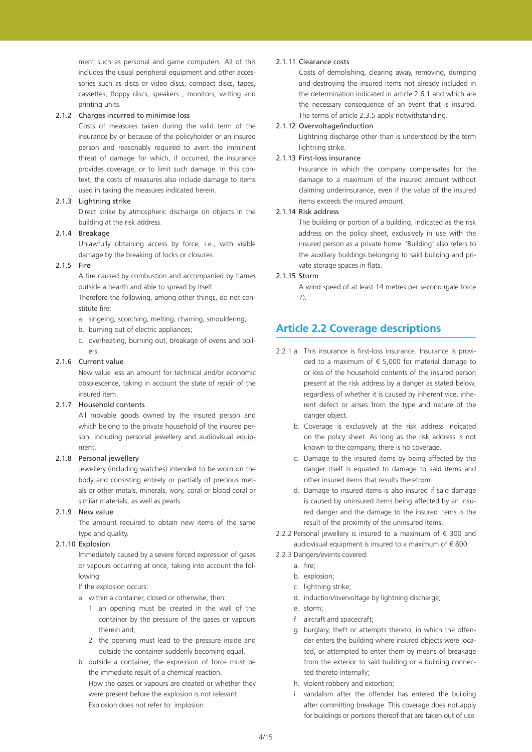ment such as personal and game computers. All of this includes the usual peripheral equipment and other accessories such as discs or video discs, compact discs, tapes, cassettes, floppy discs, speakers , monitors, writing and printing units.

2.1.2 Charges incurred to minimise loss

Costs of measures taken during the valid term of the insurance by or because of the policyholder or an insured person and reasonably required to avert the imminent threat of damage for which, if occurred, the insurance provides coverage, or to limit such damage. In this context, the costs of measures also include damage to items used in taking the measures indicated herein.

2.1.3 Lightning strike

Direct strike by atmospheric discharge on objects in the building at the risk address.

2.1.4 Breakage

Unlawfully obtaining access by force, i.e., with visible damage by the breaking of locks or closures.

2.1.5 Fire

A fire caused by combustion and accompanied by flames outside a hearth and able to spread by itself.

Therefore the following, among other things, do not constitute fire:

a. singeing, scorching, melting, charring, smouldering;
b. burning out of electric appliances;
c. overheating, burning out, breakage of ovens and boilers.

2.1.6 Current value

New value less an amount for technical and/or economic obsolescence, taking in account the state of repair of the insured item.

2.1.7 Household contents

All movable goods owned by the insured person and which belong to the private household of the insured person, including personal jewellery and audiovisual equipment.

2.1.8 Personal jewellery

Jewellery (including watches) intended to be worn on the body and consisting entirely or partially of precious metals or other metals, minerals, ivory, coral or blood coral or similar materials, as well as pearls.

2.1.9 New value

The amount required to obtain new items of the same type and quality.

2.1.10 Explosion

Immediately caused by a severe forced expression of gases or vapours occurring at once, taking into account the following:

If the explosion occurs:

a. within a container, closed or otherwise, then:
   1 an opening must be created in the wall of the container by the pressure of the gases or vapours therein and;
   2 the opening must lead to the pressure inside and outside the container suddenly becoming equal.
b. outside a container, the expression of force must be the immediate result of a chemical reaction.

   How the gases or vapours are created or whether they were present before the explosion is not relevant.
   Explosion does not refer to: implosion.

2.1.11 Clearance costs

Costs of demolishing, clearing away, removing, dumping and destroying the insured items not already included in the determination indicated in article 2.6.1 and which are the necessary consequence of an event that is insured. The terms of article 2.3.5 apply notwithstanding.

2.1.12 Overvoltage/induction

Lightning discharge other than is understood by the term lightning strike.

2.1.13 First-loss insurance

Insurance in which the company compensates for the damage to a maximum of the insured amount without claiming underinsurance, even if the value of the insured items exceeds the insured amount.

2.1.14 Risk address

The building or portion of a building, indicated as the risk address on the policy sheet, exclusively in use with the insured person as a private home. 'Building' also refers to the auxiliary buildings belonging to said building and private storage spaces in flats.

2.1.15 Storm

A wind speed of at least 14 metres per second (gale force 7).

## Article 2.2 Coverage descriptions

2.2.1 a. This insurance is first-loss insurance. Insurance is provided to a maximum of € 5,000 for material damage to or loss of the household contents of the insured person present at the risk address by a danger as stated below, regardless of whether it is caused by inherent vice, inherent defect or arises from the type and nature of the danger object.

b. Coverage is exclusively at the risk address indicated on the policy sheet. As long as the risk address is not known to the company, there is no coverage.

c. Damage to the insured items by being affected by the danger itself is equated to damage to said items and other insured items that results therefrom.

d. Damage to insured items is also insured if said damage is caused by uninsured items being affected by an insured danger and the damage to the insured items is the result of the proximity of the uninsured items.

2.2.2 Personal jewellery is insured to a maximum of € 300 and audiovisual equipment is insured to a maximum of € 800.

2.2.3 Dangers/events covered:

a. fire;
b. explosion;
c. lightning strike;
d. induction/overvoltage by lightning discharge;
e. storm;
f. aircraft and spacecraft;
g. burglary, theft or attempts thereto, in which the offender enters the building where insured objects were located, or attempted to enter them by means of breakage from the exterior to said building or a building connected thereto internally;
h. violent robbery and extortion;
i. vandalism after the offender has entered the building after committing breakage. This coverage does not apply for buildings or portions thereof that are taken out of use.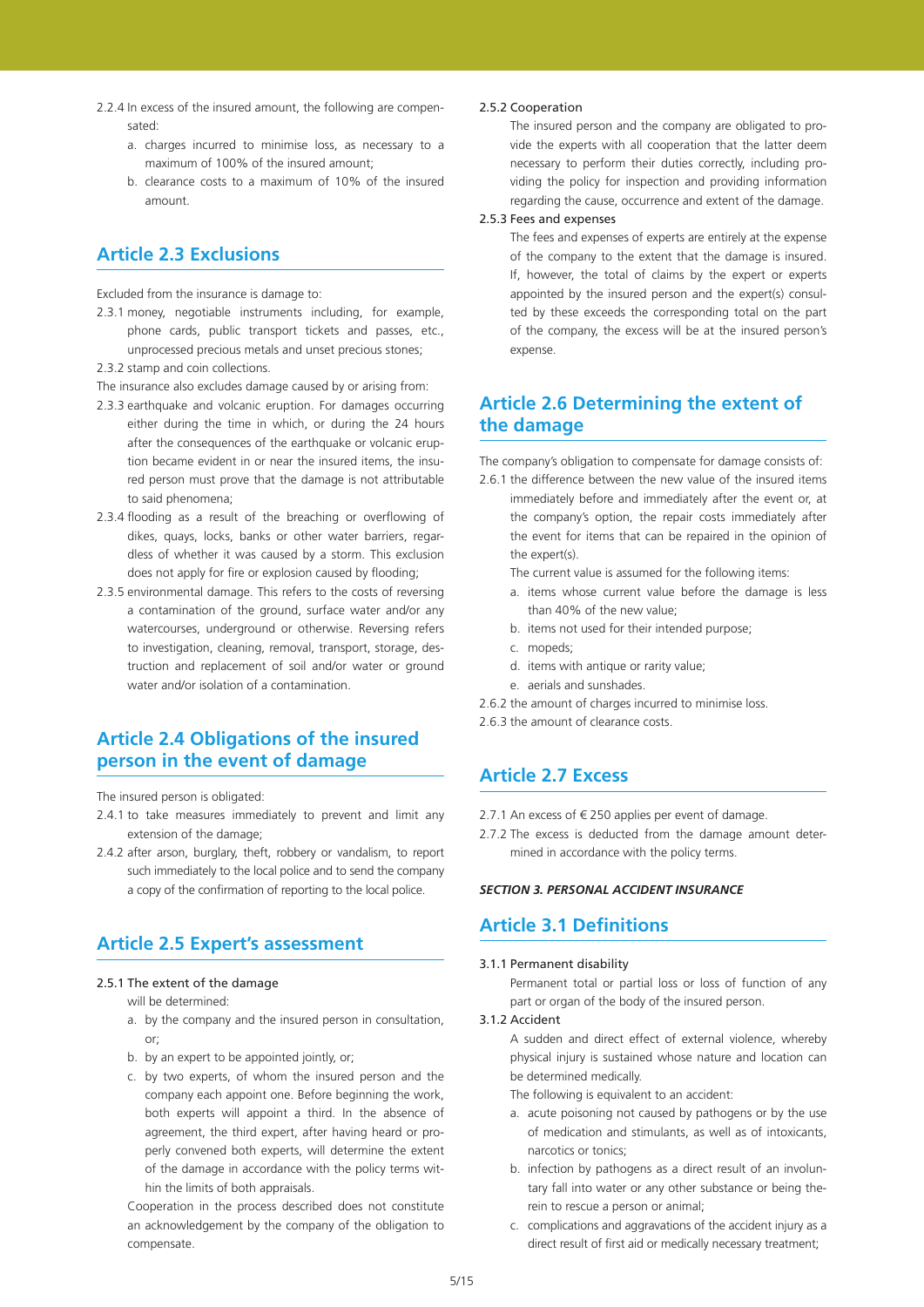2.2.4 In excess of the insured amount, the following are compensated:

a. charges incurred to minimise loss, as necessary to a maximum of 100% of the insured amount;

b. clearance costs to a maximum of 10% of the insured amount.

## Article 2.3 Exclusions

Excluded from the insurance is damage to:

2.3.1 money, negotiable instruments including, for example, phone cards, public transport tickets and passes, etc., unprocessed precious metals and unset precious stones;

2.3.2 stamp and coin collections.

The insurance also excludes damage caused by or arising from:

2.3.3 earthquake and volcanic eruption. For damages occurring either during the time in which, or during the 24 hours after the consequences of the earthquake or volcanic eruption became evident in or near the insured items, the insured person must prove that the damage is not attributable to said phenomena;

2.3.4 flooding as a result of the breaching or overflowing of dikes, quays, locks, banks or other water barriers, regardless of whether it was caused by a storm. This exclusion does not apply for fire or explosion caused by flooding;

2.3.5 environmental damage. This refers to the costs of reversing a contamination of the ground, surface water and/or any watercourses, underground or otherwise. Reversing refers to investigation, cleaning, removal, transport, storage, destruction and replacement of soil and/or water or ground water and/or isolation of a contamination.

## Article 2.4 Obligations of the insured person in the event of damage

The insured person is obligated:

2.4.1 to take measures immediately to prevent and limit any extension of the damage;

2.4.2 after arson, burglary, theft, robbery or vandalism, to report such immediately to the local police and to send the company a copy of the confirmation of reporting to the local police.

## Article 2.5 Expert's assessment

2.5.1 The extent of the damage

will be determined:

a. by the company and the insured person in consultation, or;

b. by an expert to be appointed jointly, or;

c. by two experts, of whom the insured person and the company each appoint one. Before beginning the work, both experts will appoint a third. In the absence of agreement, the third expert, after having heard or properly convened both experts, will determine the extent of the damage in accordance with the policy terms within the limits of both appraisals.

Cooperation in the process described does not constitute an acknowledgement by the company of the obligation to compensate.

2.5.2 Cooperation

The insured person and the company are obligated to provide the experts with all cooperation that the latter deem necessary to perform their duties correctly, including providing the policy for inspection and providing information regarding the cause, occurrence and extent of the damage.

2.5.3 Fees and expenses

The fees and expenses of experts are entirely at the expense of the company to the extent that the damage is insured. If, however, the total of claims by the expert or experts appointed by the insured person and the expert(s) consulted by these exceeds the corresponding total on the part of the company, the excess will be at the insured person's expense.

## Article 2.6 Determining the extent of the damage

The company's obligation to compensate for damage consists of:

2.6.1 the difference between the new value of the insured items immediately before and immediately after the event or, at the company's option, the repair costs immediately after the event for items that can be repaired in the opinion of the expert(s).

The current value is assumed for the following items:

a. items whose current value before the damage is less than 40% of the new value;

b. items not used for their intended purpose;

c. mopeds;

d. items with antique or rarity value;

e. aerials and sunshades.

2.6.2 the amount of charges incurred to minimise loss.

2.6.3 the amount of clearance costs.

## Article 2.7 Excess

2.7.1 An excess of € 250 applies per event of damage.

2.7.2 The excess is deducted from the damage amount determined in accordance with the policy terms.

***SECTION 3. PERSONAL ACCIDENT INSURANCE***

## Article 3.1 Definitions

3.1.1 Permanent disability

Permanent total or partial loss or loss of function of any part or organ of the body of the insured person.

3.1.2 Accident

A sudden and direct effect of external violence, whereby physical injury is sustained whose nature and location can be determined medically.

The following is equivalent to an accident:

a. acute poisoning not caused by pathogens or by the use of medication and stimulants, as well as of intoxicants, narcotics or tonics;

b. infection by pathogens as a direct result of an involuntary fall into water or any other substance or being therein to rescue a person or animal;

c. complications and aggravations of the accident injury as a direct result of first aid or medically necessary treatment;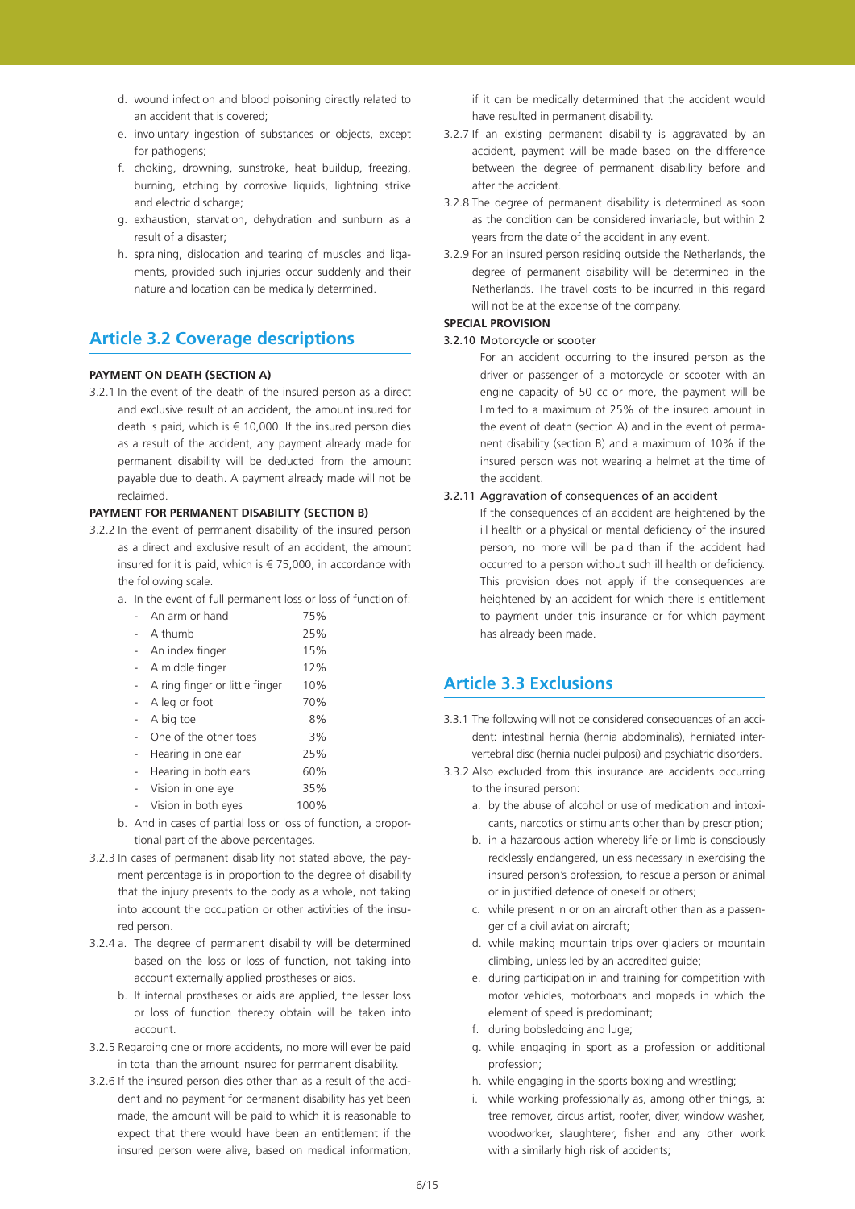d. wound infection and blood poisoning directly related to an accident that is covered;
e. involuntary ingestion of substances or objects, except for pathogens;
f. choking, drowning, sunstroke, heat buildup, freezing, burning, etching by corrosive liquids, lightning strike and electric discharge;
g. exhaustion, starvation, dehydration and sunburn as a result of a disaster;
h. spraining, dislocation and tearing of muscles and ligaments, provided such injuries occur suddenly and their nature and location can be medically determined.

## Article 3.2 Coverage descriptions

**PAYMENT ON DEATH (SECTION A)**

3.2.1 In the event of the death of the insured person as a direct and exclusive result of an accident, the amount insured for death is paid, which is € 10,000. If the insured person dies as a result of the accident, any payment already made for permanent disability will be deducted from the amount payable due to death. A payment already made will not be reclaimed.

**PAYMENT FOR PERMANENT DISABILITY (SECTION B)**

3.2.2 In the event of permanent disability of the insured person as a direct and exclusive result of an accident, the amount insured for it is paid, which is € 75,000, in accordance with the following scale.

a. In the event of full permanent loss or loss of function of:

| | |
|---|---|
| - An arm or hand | 75% |
| - A thumb | 25% |
| - An index finger | 15% |
| - A middle finger | 12% |
| - A ring finger or little finger | 10% |
| - A leg or foot | 70% |
| - A big toe | 8% |
| - One of the other toes | 3% |
| - Hearing in one ear | 25% |
| - Hearing in both ears | 60% |
| - Vision in one eye | 35% |
| - Vision in both eyes | 100% |

b. And in cases of partial loss or loss of function, a proportional part of the above percentages.

3.2.3 In cases of permanent disability not stated above, the payment percentage is in proportion to the degree of disability that the injury presents to the body as a whole, not taking into account the occupation or other activities of the insured person.

3.2.4 a. The degree of permanent disability will be determined based on the loss or loss of function, not taking into account externally applied prostheses or aids.

b. If internal prostheses or aids are applied, the lesser loss or loss of function thereby obtain will be taken into account.

3.2.5 Regarding one or more accidents, no more will ever be paid in total than the amount insured for permanent disability.

3.2.6 If the insured person dies other than as a result of the accident and no payment for permanent disability has yet been made, the amount will be paid to which it is reasonable to expect that there would have been an entitlement if the insured person were alive, based on medical information, if it can be medically determined that the accident would have resulted in permanent disability.

3.2.7 If an existing permanent disability is aggravated by an accident, payment will be made based on the difference between the degree of permanent disability before and after the accident.

3.2.8 The degree of permanent disability is determined as soon as the condition can be considered invariable, but within 2 years from the date of the accident in any event.

3.2.9 For an insured person residing outside the Netherlands, the degree of permanent disability will be determined in the Netherlands. The travel costs to be incurred in this regard will not be at the expense of the company.

**SPECIAL PROVISION**

3.2.10 Motorcycle or scooter

For an accident occurring to the insured person as the driver or passenger of a motorcycle or scooter with an engine capacity of 50 cc or more, the payment will be limited to a maximum of 25% of the insured amount in the event of death (section A) and in the event of permanent disability (section B) and a maximum of 10% if the insured person was not wearing a helmet at the time of the accident.

3.2.11 Aggravation of consequences of an accident

If the consequences of an accident are heightened by the ill health or a physical or mental deficiency of the insured person, no more will be paid than if the accident had occurred to a person without such ill health or deficiency. This provision does not apply if the consequences are heightened by an accident for which there is entitlement to payment under this insurance or for which payment has already been made.

## Article 3.3 Exclusions

3.3.1 The following will not be considered consequences of an accident: intestinal hernia (hernia abdominalis), herniated intervertebral disc (hernia nuclei pulposi) and psychiatric disorders.

3.3.2 Also excluded from this insurance are accidents occurring to the insured person:

a. by the abuse of alcohol or use of medication and intoxicants, narcotics or stimulants other than by prescription;
b. in a hazardous action whereby life or limb is consciously recklessly endangered, unless necessary in exercising the insured person's profession, to rescue a person or animal or in justified defence of oneself or others;
c. while present in or on an aircraft other than as a passenger of a civil aviation aircraft;
d. while making mountain trips over glaciers or mountain climbing, unless led by an accredited guide;
e. during participation in and training for competition with motor vehicles, motorboats and mopeds in which the element of speed is predominant;
f. during bobsledding and luge;
g. while engaging in sport as a profession or additional profession;
h. while engaging in the sports boxing and wrestling;
i. while working professionally as, among other things, a: tree remover, circus artist, roofer, diver, window washer, woodworker, slaughterer, fisher and any other work with a similarly high risk of accidents;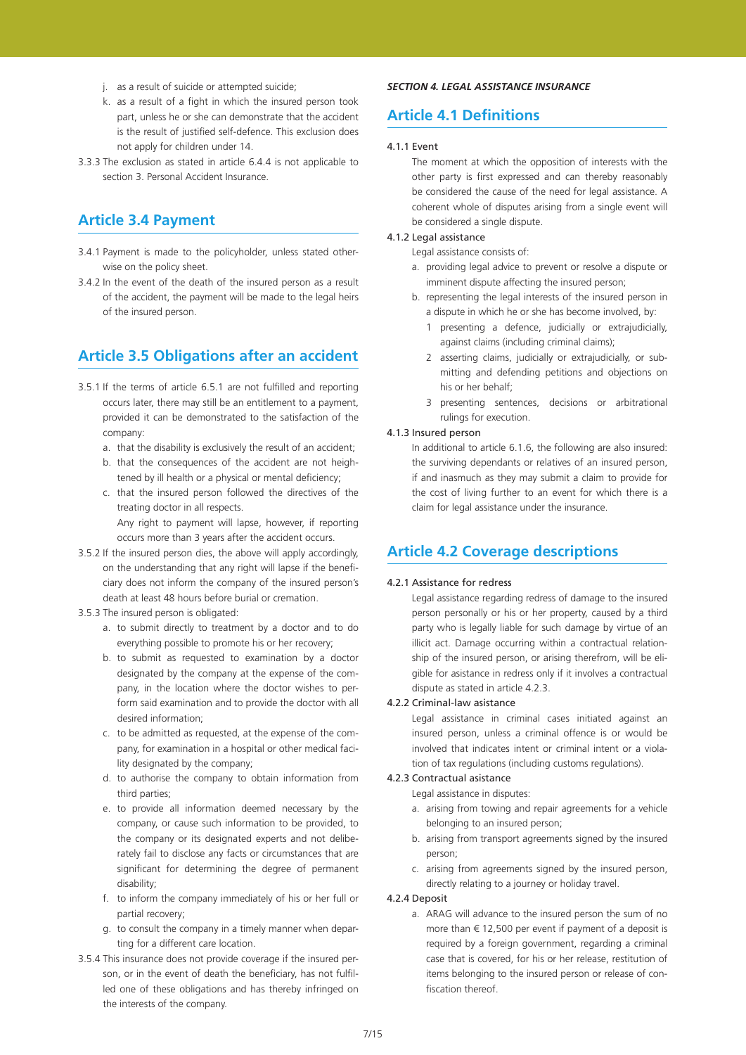j. as a result of suicide or attempted suicide;
k. as a result of a fight in which the insured person took part, unless he or she can demonstrate that the accident is the result of justified self-defence. This exclusion does not apply for children under 14.

3.3.3 The exclusion as stated in article 6.4.4 is not applicable to section 3. Personal Accident Insurance.

## Article 3.4 Payment

3.4.1 Payment is made to the policyholder, unless stated otherwise on the policy sheet.

3.4.2 In the event of the death of the insured person as a result of the accident, the payment will be made to the legal heirs of the insured person.

## Article 3.5 Obligations after an accident

3.5.1 If the terms of article 6.5.1 are not fulfilled and reporting occurs later, there may still be an entitlement to a payment, provided it can be demonstrated to the satisfaction of the company:

a. that the disability is exclusively the result of an accident;
b. that the consequences of the accident are not heightened by ill health or a physical or mental deficiency;
c. that the insured person followed the directives of the treating doctor in all respects.

Any right to payment will lapse, however, if reporting occurs more than 3 years after the accident occurs.

3.5.2 If the insured person dies, the above will apply accordingly, on the understanding that any right will lapse if the beneficiary does not inform the company of the insured person's death at least 48 hours before burial or cremation.

3.5.3 The insured person is obligated:

a. to submit directly to treatment by a doctor and to do everything possible to promote his or her recovery;
b. to submit as requested to examination by a doctor designated by the company at the expense of the company, in the location where the doctor wishes to perform said examination and to provide the doctor with all desired information;
c. to be admitted as requested, at the expense of the company, for examination in a hospital or other medical facility designated by the company;
d. to authorise the company to obtain information from third parties;
e. to provide all information deemed necessary by the company, or cause such information to be provided, to the company or its designated experts and not deliberately fail to disclose any facts or circumstances that are significant for determining the degree of permanent disability;
f. to inform the company immediately of his or her full or partial recovery;
g. to consult the company in a timely manner when departing for a different care location.

3.5.4 This insurance does not provide coverage if the insured person, or in the event of death the beneficiary, has not fulfilled one of these obligations and has thereby infringed on the interests of the company.

***SECTION 4. LEGAL ASSISTANCE INSURANCE***

## Article 4.1 Definitions

4.1.1 Event

The moment at which the opposition of interests with the other party is first expressed and can thereby reasonably be considered the cause of the need for legal assistance. A coherent whole of disputes arising from a single event will be considered a single dispute.

4.1.2 Legal assistance

Legal assistance consists of:

a. providing legal advice to prevent or resolve a dispute or imminent dispute affecting the insured person;
b. representing the legal interests of the insured person in a dispute in which he or she has become involved, by:
   1 presenting a defence, judicially or extrajudicially, against claims (including criminal claims);
   2 asserting claims, judicially or extrajudicially, or submitting and defending petitions and objections on his or her behalf;
   3 presenting sentences, decisions or arbitrational rulings for execution.

4.1.3 Insured person

In additional to article 6.1.6, the following are also insured: the surviving dependants or relatives of an insured person, if and inasmuch as they may submit a claim to provide for the cost of living further to an event for which there is a claim for legal assistance under the insurance.

## Article 4.2 Coverage descriptions

4.2.1 Assistance for redress

Legal assistance regarding redress of damage to the insured person personally or his or her property, caused by a third party who is legally liable for such damage by virtue of an illicit act. Damage occurring within a contractual relationship of the insured person, or arising therefrom, will be eligible for assistance in redress only if it involves a contractual dispute as stated in article 4.2.3.

4.2.2 Criminal-law assistance

Legal assistance in criminal cases initiated against an insured person, unless a criminal offence is or would be involved that indicates intent or criminal intent or a violation of tax regulations (including customs regulations).

4.2.3 Contractual asistance

Legal assistance in disputes:

a. arising from towing and repair agreements for a vehicle belonging to an insured person;
b. arising from transport agreements signed by the insured person;
c. arising from agreements signed by the insured person, directly relating to a journey or holiday travel.

4.2.4 Deposit

a. ARAG will advance to the insured person the sum of no more than € 12,500 per event if payment of a deposit is required by a foreign government, regarding a criminal case that is covered, for his or her release, restitution of items belonging to the insured person or release of confiscation thereof.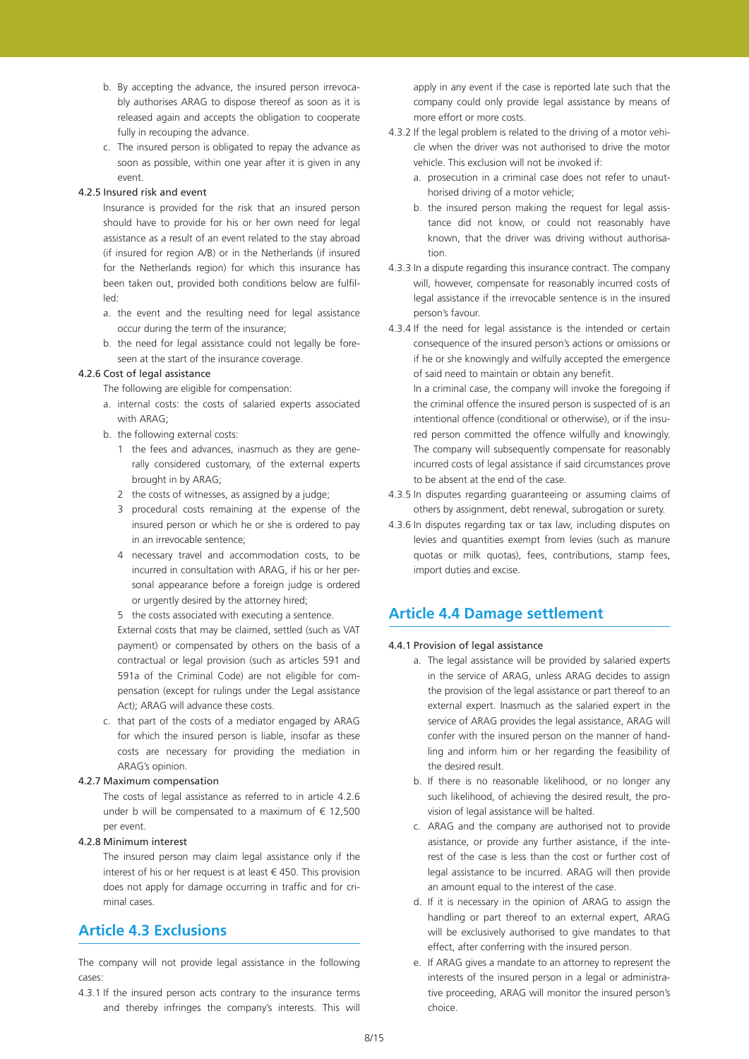b. By accepting the advance, the insured person irrevocably authorises ARAG to dispose thereof as soon as it is released again and accepts the obligation to cooperate fully in recouping the advance.

c. The insured person is obligated to repay the advance as soon as possible, within one year after it is given in any event.

4.2.5 Insured risk and event

Insurance is provided for the risk that an insured person should have to provide for his or her own need for legal assistance as a result of an event related to the stay abroad (if insured for region A/B) or in the Netherlands (if insured for the Netherlands region) for which this insurance has been taken out, provided both conditions below are fulfilled:

a. the event and the resulting need for legal assistance occur during the term of the insurance;

b. the need for legal assistance could not legally be foreseen at the start of the insurance coverage.

4.2.6 Cost of legal assistance

The following are eligible for compensation:

a. internal costs: the costs of salaried experts associated with ARAG;

b. the following external costs:

1 the fees and advances, inasmuch as they are generally considered customary, of the external experts brought in by ARAG;

2 the costs of witnesses, as assigned by a judge;

3 procedural costs remaining at the expense of the insured person or which he or she is ordered to pay in an irrevocable sentence;

4 necessary travel and accommodation costs, to be incurred in consultation with ARAG, if his or her personal appearance before a foreign judge is ordered or urgently desired by the attorney hired;

5 the costs associated with executing a sentence.

External costs that may be claimed, settled (such as VAT payment) or compensated by others on the basis of a contractual or legal provision (such as articles 591 and 591a of the Criminal Code) are not eligible for compensation (except for rulings under the Legal assistance Act); ARAG will advance these costs.

c. that part of the costs of a mediator engaged by ARAG for which the insured person is liable, insofar as these costs are necessary for providing the mediation in ARAG's opinion.

4.2.7 Maximum compensation

The costs of legal assistance as referred to in article 4.2.6 under b will be compensated to a maximum of € 12,500 per event.

4.2.8 Minimum interest

The insured person may claim legal assistance only if the interest of his or her request is at least € 450. This provision does not apply for damage occurring in traffic and for criminal cases.

## Article 4.3 Exclusions

The company will not provide legal assistance in the following cases:

4.3.1 If the insured person acts contrary to the insurance terms and thereby infringes the company's interests. This will apply in any event if the case is reported late such that the company could only provide legal assistance by means of more effort or more costs.

4.3.2 If the legal problem is related to the driving of a motor vehicle when the driver was not authorised to drive the motor vehicle. This exclusion will not be invoked if:

a. prosecution in a criminal case does not refer to unauthorised driving of a motor vehicle;

b. the insured person making the request for legal assistance did not know, or could not reasonably have known, that the driver was driving without authorisation.

4.3.3 In a dispute regarding this insurance contract. The company will, however, compensate for reasonably incurred costs of legal assistance if the irrevocable sentence is in the insured person's favour.

4.3.4 If the need for legal assistance is the intended or certain consequence of the insured person's actions or omissions or if he or she knowingly and wilfully accepted the emergence of said need to maintain or obtain any benefit.

In a criminal case, the company will invoke the foregoing if the criminal offence the insured person is suspected of is an intentional offence (conditional or otherwise), or if the insured person committed the offence wilfully and knowingly. The company will subsequently compensate for reasonably incurred costs of legal assistance if said circumstances prove to be absent at the end of the case.

4.3.5 In disputes regarding guaranteeing or assuming claims of others by assignment, debt renewal, subrogation or surety.

4.3.6 In disputes regarding tax or tax law, including disputes on levies and quantities exempt from levies (such as manure quotas or milk quotas), fees, contributions, stamp fees, import duties and excise.

## Article 4.4 Damage settlement

4.4.1 Provision of legal assistance

a. The legal assistance will be provided by salaried experts in the service of ARAG, unless ARAG decides to assign the provision of the legal assistance or part thereof to an external expert. Inasmuch as the salaried expert in the service of ARAG provides the legal assistance, ARAG will confer with the insured person on the manner of handling and inform him or her regarding the feasibility of the desired result.

b. If there is no reasonable likelihood, or no longer any such likelihood, of achieving the desired result, the provision of legal assistance will be halted.

c. ARAG and the company are authorised not to provide asistance, or provide any further assistance, if the interest of the case is less than the cost or further cost of legal assistance to be incurred. ARAG will then provide an amount equal to the interest of the case.

d. If it is necessary in the opinion of ARAG to assign the handling or part thereof to an external expert, ARAG will be exclusively authorised to give mandates to that effect, after conferring with the insured person.

e. If ARAG gives a mandate to an attorney to represent the interests of the insured person in a legal or administrative proceeding, ARAG will monitor the insured person's choice.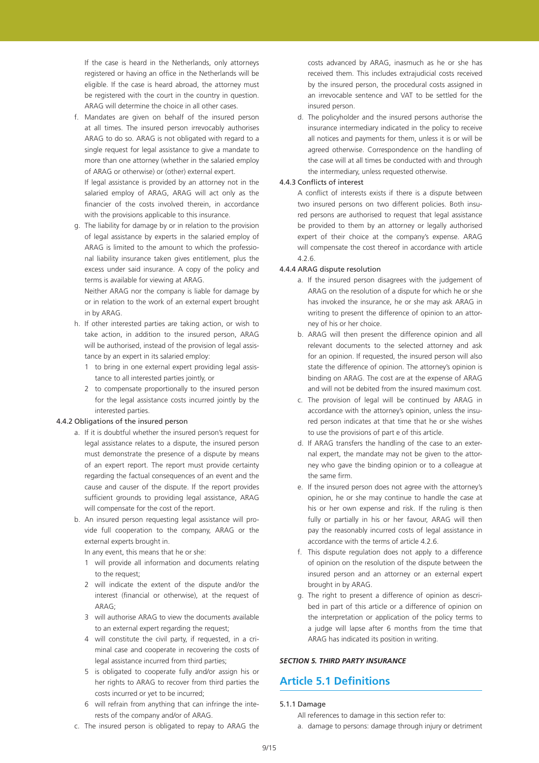If the case is heard in the Netherlands, only attorneys registered or having an office in the Netherlands will be eligible. If the case is heard abroad, the attorney must be registered with the court in the country in question. ARAG will determine the choice in all other cases.

f. Mandates are given on behalf of the insured person at all times. The insured person irrevocably authorises ARAG to do so. ARAG is not obligated with regard to a single request for legal assistance to give a mandate to more than one attorney (whether in the salaried employ of ARAG or otherwise) or (other) external expert.

   If legal assistance is provided by an attorney not in the salaried employ of ARAG, ARAG will act only as the financier of the costs involved therein, in accordance with the provisions applicable to this insurance.

g. The liability for damage by or in relation to the provision of legal assistance by experts in the salaried employ of ARAG is limited to the amount to which the professional liability insurance taken gives entitlement, plus the excess under said insurance. A copy of the policy and terms is available for viewing at ARAG.

   Neither ARAG nor the company is liable for damage by or in relation to the work of an external expert brought in by ARAG.

h. If other interested parties are taking action, or wish to take action, in addition to the insured person, ARAG will be authorised, instead of the provision of legal assistance by an expert in its salaried employ:
   1 to bring in one external expert providing legal assistance to all interested parties jointly, or
   2 to compensate proportionally to the insured person for the legal assistance costs incurred jointly by the interested parties.

#### 4.4.2 Obligations of the insured person

a. If it is doubtful whether the insured person's request for legal assistance relates to a dispute, the insured person must demonstrate the presence of a dispute by means of an expert report. The report must provide certainty regarding the factual consequences of an event and the cause and causer of the dispute. If the report provides sufficient grounds to providing legal assistance, ARAG will compensate for the cost of the report.

b. An insured person requesting legal assistance will provide full cooperation to the company, ARAG or the external experts brought in.

   In any event, this means that he or she:
   1 will provide all information and documents relating to the request;
   2 will indicate the extent of the dispute and/or the interest (financial or otherwise), at the request of ARAG;
   3 will authorise ARAG to view the documents available to an external expert regarding the request;
   4 will constitute the civil party, if requested, in a criminal case and cooperate in recovering the costs of legal assistance incurred from third parties;
   5 is obligated to cooperate fully and/or assign his or her rights to ARAG to recover from third parties the costs incurred or yet to be incurred;
   6 will refrain from anything that can infringe the interests of the company and/or of ARAG.

c. The insured person is obligated to repay to ARAG the costs advanced by ARAG, inasmuch as he or she has received them. This includes extrajudicial costs received by the insured person, the procedural costs assigned in an irrevocable sentence and VAT to be settled for the insured person.

d. The policyholder and the insured persons authorise the insurance intermediary indicated in the policy to receive all notices and payments for them, unless it is or will be agreed otherwise. Correspondence on the handling of the case will at all times be conducted with and through the intermediary, unless requested otherwise.

#### 4.4.3 Conflicts of interest

A conflict of interests exists if there is a dispute between two insured persons on two different policies. Both insured persons are authorised to request that legal assistance be provided to them by an attorney or legally authorised expert of their choice at the company's expense. ARAG will compensate the cost thereof in accordance with article 4.2.6.

#### 4.4.4 ARAG dispute resolution

a. If the insured person disagrees with the judgement of ARAG on the resolution of a dispute for which he or she has invoked the insurance, he or she may ask ARAG in writing to present the difference of opinion to an attorney of his or her choice.

b. ARAG will then present the difference opinion and all relevant documents to the selected attorney and ask for an opinion. If requested, the insured person will also state the difference of opinion. The attorney's opinion is binding on ARAG. The cost are at the expense of ARAG and will not be debited from the insured maximum cost.

c. The provision of legal will be continued by ARAG in accordance with the attorney's opinion, unless the insured person indicates at that time that he or she wishes to use the provisions of part e of this article.

d. If ARAG transfers the handling of the case to an external expert, the mandate may not be given to the attorney who gave the binding opinion or to a colleague at the same firm.

e. If the insured person does not agree with the attorney's opinion, he or she may continue to handle the case at his or her own expense and risk. If the ruling is then fully or partially in his or her favour, ARAG will then pay the reasonably incurred costs of legal assistance in accordance with the terms of article 4.2.6.

f. This dispute regulation does not apply to a difference of opinion on the resolution of the dispute between the insured person and an attorney or an external expert brought in by ARAG.

g. The right to present a difference of opinion as described in part of this article or a difference of opinion on the interpretation or application of the policy terms to a judge will lapse after 6 months from the time that ARAG has indicated its position in writing.

***SECTION 5. THIRD PARTY INSURANCE***

## Article 5.1 Definitions

#### 5.1.1 Damage

All references to damage in this section refer to:

a. damage to persons: damage through injury or detriment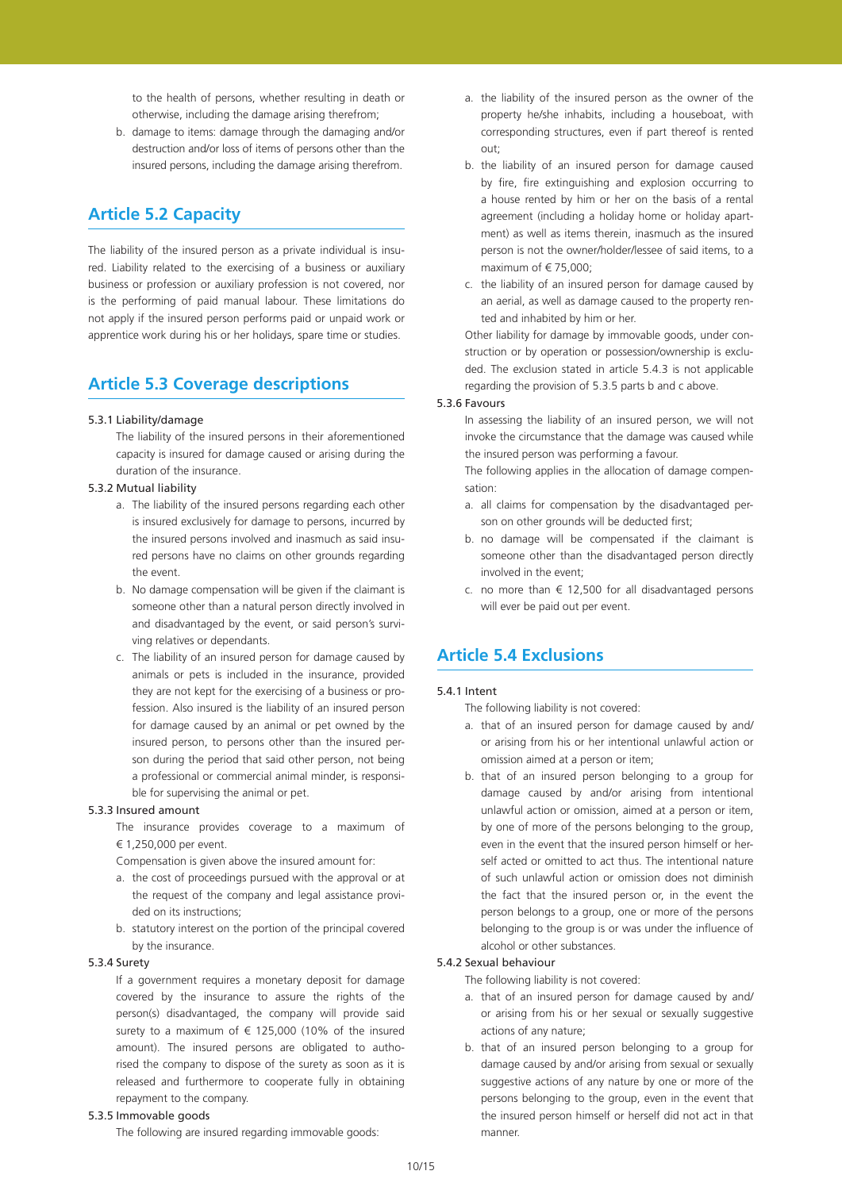to the health of persons, whether resulting in death or otherwise, including the damage arising therefrom;

b. damage to items: damage through the damaging and/or destruction and/or loss of items of persons other than the insured persons, including the damage arising therefrom.

## Article 5.2 Capacity

The liability of the insured person as a private individual is insured. Liability related to the exercising of a business or auxiliary business or profession or auxiliary profession is not covered, nor is the performing of paid manual labour. These limitations do not apply if the insured person performs paid or unpaid work or apprentice work during his or her holidays, spare time or studies.

## Article 5.3 Coverage descriptions

5.3.1 Liability/damage

The liability of the insured persons in their aforementioned capacity is insured for damage caused or arising during the duration of the insurance.

5.3.2 Mutual liability

a. The liability of the insured persons regarding each other is insured exclusively for damage to persons, incurred by the insured persons involved and inasmuch as said insured persons have no claims on other grounds regarding the event.

b. No damage compensation will be given if the claimant is someone other than a natural person directly involved in and disadvantaged by the event, or said person's surviving relatives or dependants.

c. The liability of an insured person for damage caused by animals or pets is included in the insurance, provided they are not kept for the exercising of a business or profession. Also insured is the liability of an insured person for damage caused by an animal or pet owned by the insured person, to persons other than the insured person during the period that said other person, not being a professional or commercial animal minder, is responsible for supervising the animal or pet.

5.3.3 Insured amount

The insurance provides coverage to a maximum of € 1,250,000 per event.

Compensation is given above the insured amount for:

a. the cost of proceedings pursued with the approval or at the request of the company and legal assistance provided on its instructions;

b. statutory interest on the portion of the principal covered by the insurance.

5.3.4 Surety

If a government requires a monetary deposit for damage covered by the insurance to assure the rights of the person(s) disadvantaged, the company will provide said surety to a maximum of € 125,000 (10% of the insured amount). The insured persons are obligated to authorised the company to dispose of the surety as soon as it is released and furthermore to cooperate fully in obtaining repayment to the company.

5.3.5 Immovable goods

The following are insured regarding immovable goods:

a. the liability of the insured person as the owner of the property he/she inhabits, including a houseboat, with corresponding structures, even if part thereof is rented out;

b. the liability of an insured person for damage caused by fire, fire extinguishing and explosion occurring to a house rented by him or her on the basis of a rental agreement (including a holiday home or holiday apartment) as well as items therein, inasmuch as the insured person is not the owner/holder/lessee of said items, to a maximum of € 75,000;

c. the liability of an insured person for damage caused by an aerial, as well as damage caused to the property rented and inhabited by him or her.

Other liability for damage by immovable goods, under construction or by operation or possession/ownership is excluded. The exclusion stated in article 5.4.3 is not applicable regarding the provision of 5.3.5 parts b and c above.

5.3.6 Favours

In assessing the liability of an insured person, we will not invoke the circumstance that the damage was caused while the insured person was performing a favour.

The following applies in the allocation of damage compensation:

a. all claims for compensation by the disadvantaged person on other grounds will be deducted first;

b. no damage will be compensated if the claimant is someone other than the disadvantaged person directly involved in the event;

c. no more than € 12,500 for all disadvantaged persons will ever be paid out per event.

## Article 5.4 Exclusions

5.4.1 Intent

The following liability is not covered:

a. that of an insured person for damage caused by and/or arising from his or her intentional unlawful action or omission aimed at a person or item;

b. that of an insured person belonging to a group for damage caused by and/or arising from intentional unlawful action or omission, aimed at a person or item, by one of more of the persons belonging to the group, even in the event that the insured person himself or herself acted or omitted to act thus. The intentional nature of such unlawful action or omission does not diminish the fact that the insured person or, in the event the person belongs to a group, one or more of the persons belonging to the group is or was under the influence of alcohol or other substances.

5.4.2 Sexual behaviour

The following liability is not covered:

a. that of an insured person for damage caused by and/or arising from his or her sexual or sexually suggestive actions of any nature;

b. that of an insured person belonging to a group for damage caused by and/or arising from sexual or sexually suggestive actions of any nature by one or more of the persons belonging to the group, even in the event that the insured person himself or herself did not act in that manner.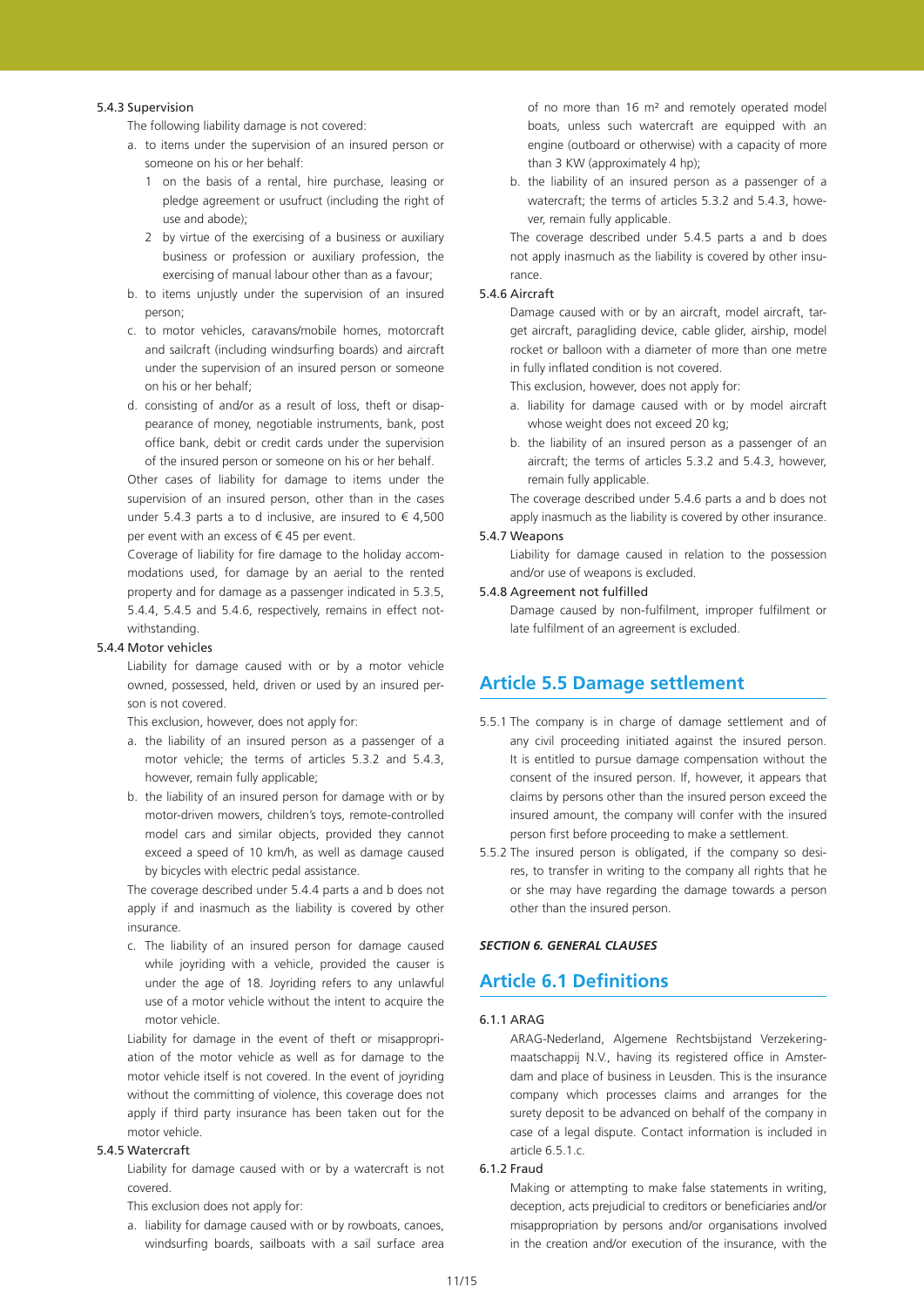5.4.3 Supervision

The following liability damage is not covered:

a. to items under the supervision of an insured person or someone on his or her behalf:
   1 on the basis of a rental, hire purchase, leasing or pledge agreement or usufruct (including the right of use and abode);
   2 by virtue of the exercising of a business or auxiliary business or profession or auxiliary profession, the exercising of manual labour other than as a favour;
b. to items unjustly under the supervision of an insured person;
c. to motor vehicles, caravans/mobile homes, motorcraft and sailcraft (including windsurfing boards) and aircraft under the supervision of an insured person or someone on his or her behalf;
d. consisting of and/or as a result of loss, theft or disappearance of money, negotiable instruments, bank, post office bank, debit or credit cards under the supervision of the insured person or someone on his or her behalf.

Other cases of liability for damage to items under the supervision of an insured person, other than in the cases under 5.4.3 parts a to d inclusive, are insured to € 4,500 per event with an excess of € 45 per event.

Coverage of liability for fire damage to the holiday accommodations used, for damage by an aerial to the rented property and for damage as a passenger indicated in 5.3.5, 5.4.4, 5.4.5 and 5.4.6, respectively, remains in effect notwithstanding.

5.4.4 Motor vehicles

Liability for damage caused with or by a motor vehicle owned, possessed, held, driven or used by an insured person is not covered.

This exclusion, however, does not apply for:

a. the liability of an insured person as a passenger of a motor vehicle; the terms of articles 5.3.2 and 5.4.3, however, remain fully applicable;
b. the liability of an insured person for damage with or by motor-driven mowers, children's toys, remote-controlled model cars and similar objects, provided they cannot exceed a speed of 10 km/h, as well as damage caused by bicycles with electric pedal assistance.

The coverage described under 5.4.4 parts a and b does not apply if and inasmuch as the liability is covered by other insurance.

c. The liability of an insured person for damage caused while joyriding with a vehicle, provided the causer is under the age of 18. Joyriding refers to any unlawful use of a motor vehicle without the intent to acquire the motor vehicle.

Liability for damage in the event of theft or misappropriation of the motor vehicle as well as for damage to the motor vehicle itself is not covered. In the event of joyriding without the committing of violence, this coverage does not apply if third party insurance has been taken out for the motor vehicle.

5.4.5 Watercraft

Liability for damage caused with or by a watercraft is not covered.

This exclusion does not apply for:

a. liability for damage caused with or by rowboats, canoes, windsurfing boards, sailboats with a sail surface area of no more than 16 m² and remotely operated model boats, unless such watercraft are equipped with an engine (outboard or otherwise) with a capacity of more than 3 KW (approximately 4 hp);
b. the liability of an insured person as a passenger of a watercraft; the terms of articles 5.3.2 and 5.4.3, however, remain fully applicable.

The coverage described under 5.4.5 parts a and b does not apply inasmuch as the liability is covered by other insurance.

5.4.6 Aircraft

Damage caused with or by an aircraft, model aircraft, target aircraft, paragliding device, cable glider, airship, model rocket or balloon with a diameter of more than one metre in fully inflated condition is not covered.

This exclusion, however, does not apply for:

a. liability for damage caused with or by model aircraft whose weight does not exceed 20 kg;
b. the liability of an insured person as a passenger of an aircraft; the terms of articles 5.3.2 and 5.4.3, however, remain fully applicable.

The coverage described under 5.4.6 parts a and b does not apply inasmuch as the liability is covered by other insurance.

5.4.7 Weapons

Liability for damage caused in relation to the possession and/or use of weapons is excluded.

5.4.8 Agreement not fulfilled

Damage caused by non-fulfilment, improper fulfilment or late fulfilment of an agreement is excluded.

## Article 5.5 Damage settlement

5.5.1 The company is in charge of damage settlement and of any civil proceeding initiated against the insured person. It is entitled to pursue damage compensation without the consent of the insured person. If, however, it appears that claims by persons other than the insured person exceed the insured amount, the company will confer with the insured person first before proceeding to make a settlement.

5.5.2 The insured person is obligated, if the company so desires, to transfer in writing to the company all rights that he or she may have regarding the damage towards a person other than the insured person.

***SECTION 6. GENERAL CLAUSES***

## Article 6.1 Definitions

6.1.1 ARAG

ARAG-Nederland, Algemene Rechtsbijstand Verzekeringmaatschappij N.V., having its registered office in Amsterdam and place of business in Leusden. This is the insurance company which processes claims and arranges for the surety deposit to be advanced on behalf of the company in case of a legal dispute. Contact information is included in article 6.5.1.c.

6.1.2 Fraud

Making or attempting to make false statements in writing, deception, acts prejudicial to creditors or beneficiaries and/or misappropriation by persons and/or organisations involved in the creation and/or execution of the insurance, with the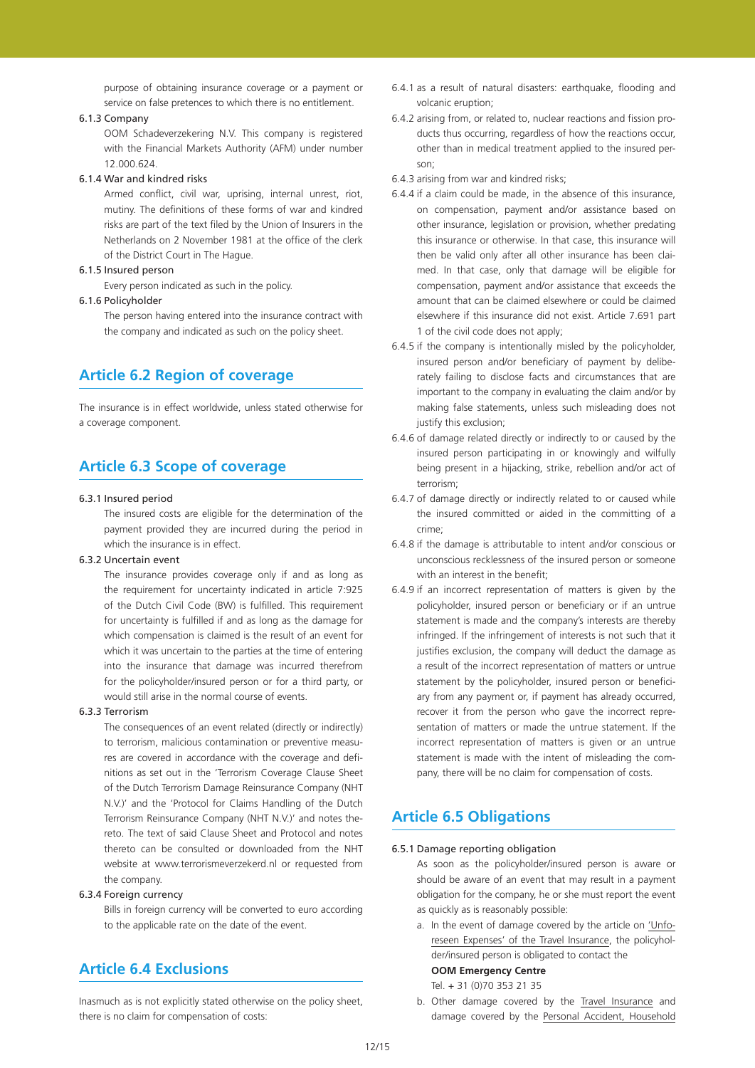purpose of obtaining insurance coverage or a payment or service on false pretences to which there is no entitlement.

6.1.3 Company

OOM Schadeverzekering N.V. This company is registered with the Financial Markets Authority (AFM) under number 12.000.624.

6.1.4 War and kindred risks

Armed conflict, civil war, uprising, internal unrest, riot, mutiny. The definitions of these forms of war and kindred risks are part of the text filed by the Union of Insurers in the Netherlands on 2 November 1981 at the office of the clerk of the District Court in The Hague.

6.1.5 Insured person

Every person indicated as such in the policy.

6.1.6 Policyholder

The person having entered into the insurance contract with the company and indicated as such on the policy sheet.

## Article 6.2 Region of coverage

The insurance is in effect worldwide, unless stated otherwise for a coverage component.

## Article 6.3 Scope of coverage

6.3.1 Insured period

The insured costs are eligible for the determination of the payment provided they are incurred during the period in which the insurance is in effect.

6.3.2 Uncertain event

The insurance provides coverage only if and as long as the requirement for uncertainty indicated in article 7:925 of the Dutch Civil Code (BW) is fulfilled. This requirement for uncertainty is fulfilled if and as long as the damage for which compensation is claimed is the result of an event for which it was uncertain to the parties at the time of entering into the insurance that damage was incurred therefrom for the policyholder/insured person or for a third party, or would still arise in the normal course of events.

6.3.3 Terrorism

The consequences of an event related (directly or indirectly) to terrorism, malicious contamination or preventive measures are covered in accordance with the coverage and definitions as set out in the 'Terrorism Coverage Clause Sheet of the Dutch Terrorism Damage Reinsurance Company (NHT N.V.)' and the 'Protocol for Claims Handling of the Dutch Terrorism Reinsurance Company (NHT N.V.)' and notes thereto. The text of said Clause Sheet and Protocol and notes thereto can be consulted or downloaded from the NHT website at www.terrorismeverzekerd.nl or requested from the company.

6.3.4 Foreign currency

Bills in foreign currency will be converted to euro according to the applicable rate on the date of the event.

## Article 6.4 Exclusions

Inasmuch as is not explicitly stated otherwise on the policy sheet, there is no claim for compensation of costs:

6.4.1 as a result of natural disasters: earthquake, flooding and volcanic eruption;

6.4.2 arising from, or related to, nuclear reactions and fission products thus occurring, regardless of how the reactions occur, other than in medical treatment applied to the insured person;

6.4.3 arising from war and kindred risks;

6.4.4 if a claim could be made, in the absence of this insurance, on compensation, payment and/or assistance based on other insurance, legislation or provision, whether predating this insurance or otherwise. In that case, this insurance will then be valid only after all other insurance has been claimed. In that case, only that damage will be eligible for compensation, payment and/or assistance that exceeds the amount that can be claimed elsewhere or could be claimed elsewhere if this insurance did not exist. Article 7.691 part 1 of the civil code does not apply;

6.4.5 if the company is intentionally misled by the policyholder, insured person and/or beneficiary of payment by deliberately failing to disclose facts and circumstances that are important to the company in evaluating the claim and/or by making false statements, unless such misleading does not justify this exclusion;

6.4.6 of damage related directly or indirectly to or caused by the insured person participating in or knowingly and wilfully being present in a hijacking, strike, rebellion and/or act of terrorism;

6.4.7 of damage directly or indirectly related to or caused while the insured committed or aided in the committing of a crime;

6.4.8 if the damage is attributable to intent and/or conscious or unconscious recklessness of the insured person or someone with an interest in the benefit;

6.4.9 if an incorrect representation of matters is given by the policyholder, insured person or beneficiary or if an untrue statement is made and the company's interests are thereby infringed. If the infringement of interests is not such that it justifies exclusion, the company will deduct the damage as a result of the incorrect representation of matters or untrue statement by the policyholder, insured person or beneficiary from any payment or, if payment has already occurred, recover it from the person who gave the incorrect representation of matters or made the untrue statement. If the incorrect representation of matters is given or an untrue statement is made with the intent of misleading the company, there will be no claim for compensation of costs.

## Article 6.5 Obligations

6.5.1 Damage reporting obligation

As soon as the policyholder/insured person is aware or should be aware of an event that may result in a payment obligation for the company, he or she must report the event as quickly as is reasonably possible:

a. In the event of damage covered by the article on 'Unforeseen Expenses' of the Travel Insurance, the policyholder/insured person is obligated to contact the
**OOM Emergency Centre**
Tel. + 31 (0)70 353 21 35

b. Other damage covered by the Travel Insurance and damage covered by the Personal Accident, Household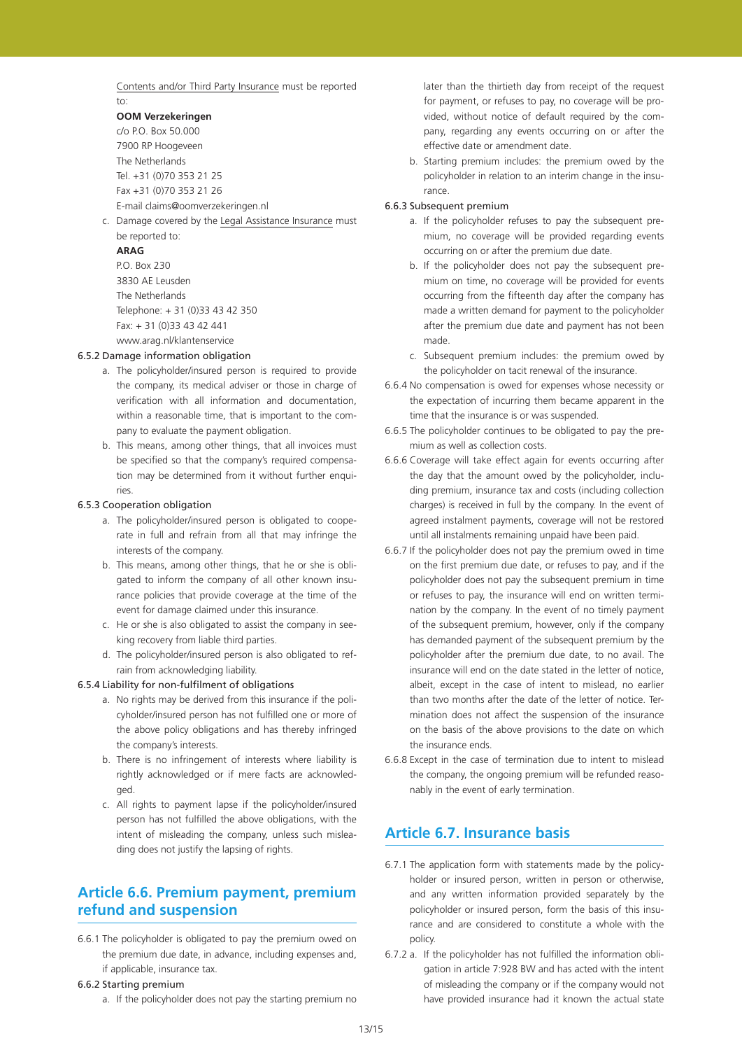Contents and/or Third Party Insurance must be reported to:

**OOM Verzekeringen**
c/o P.O. Box 50.000
7900 RP Hoogeveen
The Netherlands
Tel. +31 (0)70 353 21 25
Fax +31 (0)70 353 21 26
E-mail claims@oomverzekeringen.nl

c. Damage covered by the Legal Assistance Insurance must be reported to:

**ARAG**
P.O. Box 230
3830 AE Leusden
The Netherlands
Telephone: + 31 (0)33 43 42 350
Fax: + 31 (0)33 43 42 441
www.arag.nl/klantenservice

6.5.2 Damage information obligation

a. The policyholder/insured person is required to provide the company, its medical adviser or those in charge of verification with all information and documentation, within a reasonable time, that is important to the company to evaluate the payment obligation.

b. This means, among other things, that all invoices must be specified so that the company's required compensation may be determined from it without further enquiries.

6.5.3 Cooperation obligation

a. The policyholder/insured person is obligated to cooperate in full and refrain from all that may infringe the interests of the company.

b. This means, among other things, that he or she is obligated to inform the company of all other known insurance policies that provide coverage at the time of the event for damage claimed under this insurance.

c. He or she is also obligated to assist the company in seeking recovery from liable third parties.

d. The policyholder/insured person is also obligated to refrain from acknowledging liability.

6.5.4 Liability for non-fulfilment of obligations

a. No rights may be derived from this insurance if the policyholder/insured person has not fulfilled one or more of the above policy obligations and has thereby infringed the company's interests.

b. There is no infringement of interests where liability is rightly acknowledged or if mere facts are acknowledged.

c. All rights to payment lapse if the policyholder/insured person has not fulfilled the above obligations, with the intent of misleading the company, unless such misleading does not justify the lapsing of rights.

## Article 6.6. Premium payment, premium refund and suspension

6.6.1 The policyholder is obligated to pay the premium owed on the premium due date, in advance, including expenses and, if applicable, insurance tax.

6.6.2 Starting premium

a. If the policyholder does not pay the starting premium no later than the thirtieth day from receipt of the request for payment, or refuses to pay, no coverage will be provided, without notice of default required by the company, regarding any events occurring on or after the effective date or amendment date.

b. Starting premium includes: the premium owed by the policyholder in relation to an interim change in the insurance.

6.6.3 Subsequent premium

a. If the policyholder refuses to pay the subsequent premium, no coverage will be provided regarding events occurring on or after the premium due date.

b. If the policyholder does not pay the subsequent premium on time, no coverage will be provided for events occurring from the fifteenth day after the company has made a written demand for payment to the policyholder after the premium due date and payment has not been made.

c. Subsequent premium includes: the premium owed by the policyholder on tacit renewal of the insurance.

6.6.4 No compensation is owed for expenses whose necessity or the expectation of incurring them became apparent in the time that the insurance is or was suspended.

6.6.5 The policyholder continues to be obligated to pay the premium as well as collection costs.

6.6.6 Coverage will take effect again for events occurring after the day that the amount owed by the policyholder, including premium, insurance tax and costs (including collection charges) is received in full by the company. In the event of agreed instalment payments, coverage will not be restored until all instalments remaining unpaid have been paid.

6.6.7 If the policyholder does not pay the premium owed in time on the first premium due date, or refuses to pay, and if the policyholder does not pay the subsequent premium in time or refuses to pay, the insurance will end on written termination by the company. In the event of no timely payment of the subsequent premium, however, only if the company has demanded payment of the subsequent premium by the policyholder after the premium due date, to no avail. The insurance will end on the date stated in the letter of notice, albeit, except in the case of intent to mislead, no earlier than two months after the date of the letter of notice. Termination does not affect the suspension of the insurance on the basis of the above provisions to the date on which the insurance ends.

6.6.8 Except in the case of termination due to intent to mislead the company, the ongoing premium will be refunded reasonably in the event of early termination.

## Article 6.7. Insurance basis

6.7.1 The application form with statements made by the policyholder or insured person, written in person or otherwise, and any written information provided separately by the policyholder or insured person, form the basis of this insurance and are considered to constitute a whole with the policy.

6.7.2 a. If the policyholder has not fulfilled the information obligation in article 7:928 BW and has acted with the intent of misleading the company or if the company would not have provided insurance had it known the actual state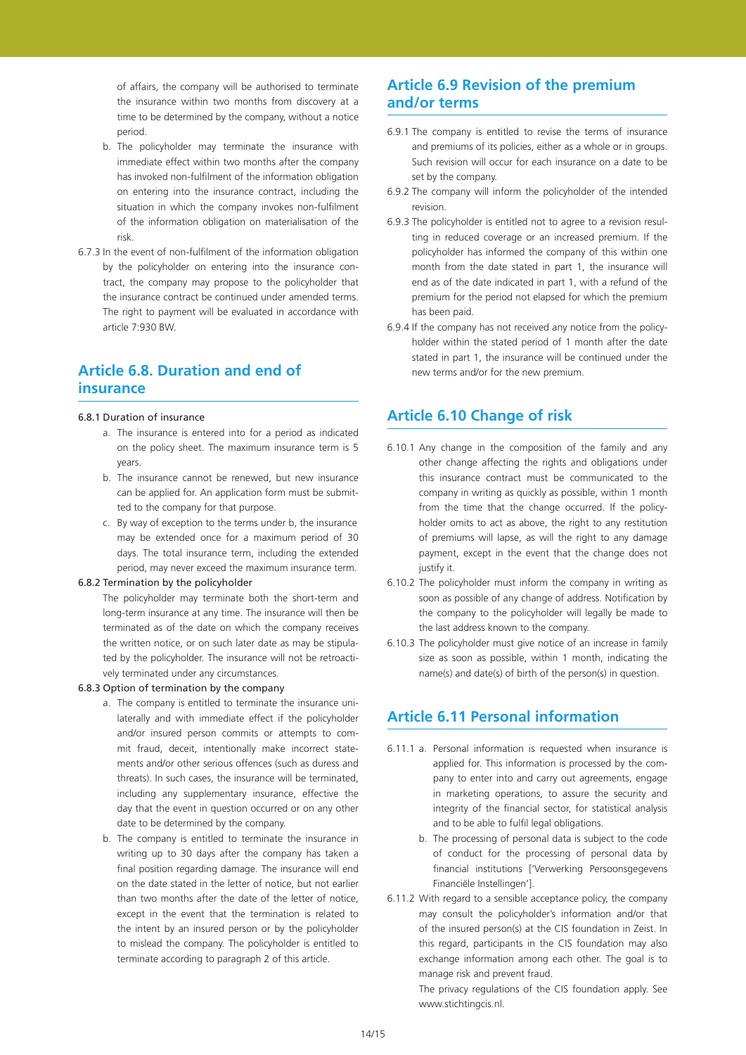of affairs, the company will be authorised to terminate the insurance within two months from discovery at a time to be determined by the company, without a notice period.

b. The policyholder may terminate the insurance with immediate effect within two months after the company has invoked non-fulfilment of the information obligation on entering into the insurance contract, including the situation in which the company invokes non-fulfilment of the information obligation on materialisation of the risk.

6.7.3 In the event of non-fulfilment of the information obligation by the policyholder on entering into the insurance contract, the company may propose to the policyholder that the insurance contract be continued under amended terms. The right to payment will be evaluated in accordance with article 7:930 BW.

## Article 6.8. Duration and end of insurance

6.8.1 Duration of insurance

a. The insurance is entered into for a period as indicated on the policy sheet. The maximum insurance term is 5 years.

b. The insurance cannot be renewed, but new insurance can be applied for. An application form must be submitted to the company for that purpose.

c. By way of exception to the terms under b, the insurance may be extended once for a maximum period of 30 days. The total insurance term, including the extended period, may never exceed the maximum insurance term.

6.8.2 Termination by the policyholder

The policyholder may terminate both the short-term and long-term insurance at any time. The insurance will then be terminated as of the date on which the company receives the written notice, or on such later date as may be stipulated by the policyholder. The insurance will not be retroactively terminated under any circumstances.

6.8.3 Option of termination by the company

a. The company is entitled to terminate the insurance unilaterally and with immediate effect if the policyholder and/or insured person commits or attempts to commit fraud, deceit, intentionally make incorrect statements and/or other serious offences (such as duress and threats). In such cases, the insurance will be terminated, including any supplementary insurance, effective the day that the event in question occurred or on any other date to be determined by the company.

b. The company is entitled to terminate the insurance in writing up to 30 days after the company has taken a final position regarding damage. The insurance will end on the date stated in the letter of notice, but not earlier than two months after the date of the letter of notice, except in the event that the termination is related to the intent by an insured person or by the policyholder to mislead the company. The policyholder is entitled to terminate according to paragraph 2 of this article.

## Article 6.9 Revision of the premium and/or terms

6.9.1 The company is entitled to revise the terms of insurance and premiums of its policies, either as a whole or in groups. Such revision will occur for each insurance on a date to be set by the company.

6.9.2 The company will inform the policyholder of the intended revision.

6.9.3 The policyholder is entitled not to agree to a revision resulting in reduced coverage or an increased premium. If the policyholder has informed the company of this within one month from the date stated in part 1, the insurance will end as of the date indicated in part 1, with a refund of the premium for the period not elapsed for which the premium has been paid.

6.9.4 If the company has not received any notice from the policyholder within the stated period of 1 month after the date stated in part 1, the insurance will be continued under the new terms and/or for the new premium.

## Article 6.10 Change of risk

6.10.1 Any change in the composition of the family and any other change affecting the rights and obligations under this insurance contract must be communicated to the company in writing as quickly as possible, within 1 month from the time that the change occurred. If the policyholder omits to act as above, the right to any restitution of premiums will lapse, as will the right to any damage payment, except in the event that the change does not justify it.

6.10.2 The policyholder must inform the company in writing as soon as possible of any change of address. Notification by the company to the policyholder will legally be made to the last address known to the company.

6.10.3 The policyholder must give notice of an increase in family size as soon as possible, within 1 month, indicating the name(s) and date(s) of birth of the person(s) in question.

## Article 6.11 Personal information

6.11.1 a. Personal information is requested when insurance is applied for. This information is processed by the company to enter into and carry out agreements, engage in marketing operations, to assure the security and integrity of the financial sector, for statistical analysis and to be able to fulfil legal obligations.

b. The processing of personal data is subject to the code of conduct for the processing of personal data by financial institutions ['Verwerking Persoonsgegevens Financiële Instellingen'].

6.11.2 With regard to a sensible acceptance policy, the company may consult the policyholder's information and/or that of the insured person(s) at the CIS foundation in Zeist. In this regard, participants in the CIS foundation may also exchange information among each other. The goal is to manage risk and prevent fraud.

The privacy regulations of the CIS foundation apply. See www.stichtingcis.nl.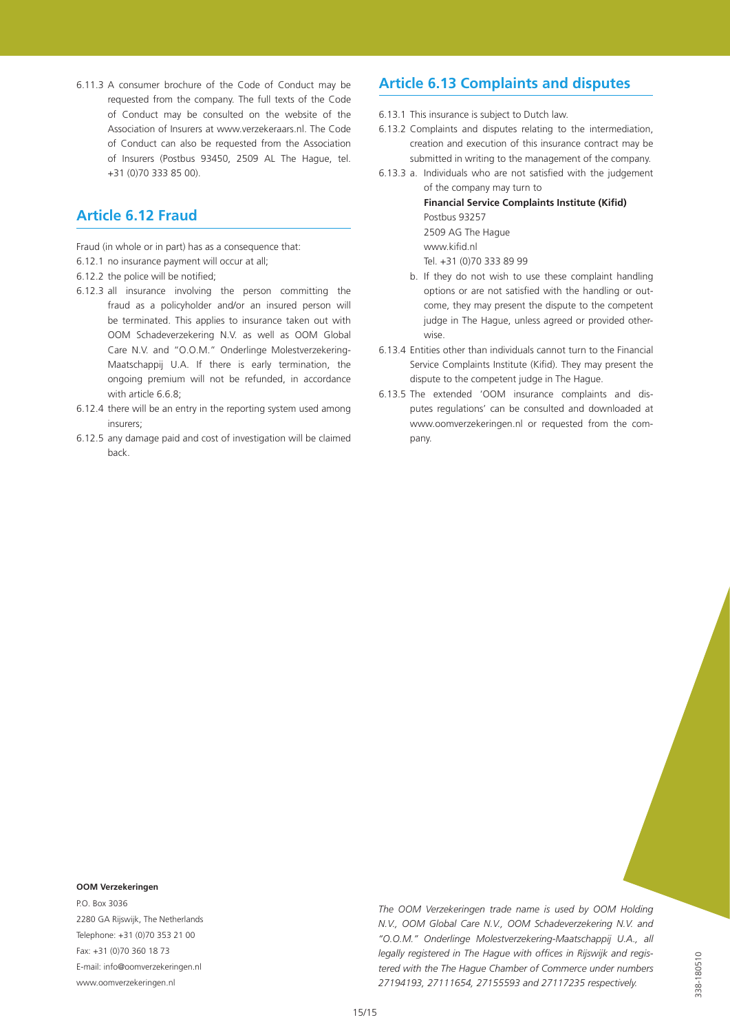6.11.3 A consumer brochure of the Code of Conduct may be requested from the company. The full texts of the Code of Conduct may be consulted on the website of the Association of Insurers at www.verzekeraars.nl. The Code of Conduct can also be requested from the Association of Insurers (Postbus 93450, 2509 AL The Hague, tel. +31 (0)70 333 85 00).

## Article 6.12 Fraud

Fraud (in whole or in part) has as a consequence that:

6.12.1 no insurance payment will occur at all;

6.12.2 the police will be notified;

6.12.3 all insurance involving the person committing the fraud as a policyholder and/or an insured person will be terminated. This applies to insurance taken out with OOM Schadeverzekering N.V. as well as OOM Global Care N.V. and "O.O.M." Onderlinge Molestverzekering-Maatschappij U.A. If there is early termination, the ongoing premium will not be refunded, in accordance with article 6.6.8;

6.12.4 there will be an entry in the reporting system used among insurers;

6.12.5 any damage paid and cost of investigation will be claimed back.

## Article 6.13 Complaints and disputes

6.13.1 This insurance is subject to Dutch law.

6.13.2 Complaints and disputes relating to the intermediation, creation and execution of this insurance contract may be submitted in writing to the management of the company.

6.13.3 a. Individuals who are not satisfied with the judgement of the company may turn to

**Financial Service Complaints Institute (Kifid)**
Postbus 93257
2509 AG The Hague
www.kifid.nl
Tel. +31 (0)70 333 89 99

b. If they do not wish to use these complaint handling options or are not satisfied with the handling or outcome, they may present the dispute to the competent judge in The Hague, unless agreed or provided otherwise.

6.13.4 Entities other than individuals cannot turn to the Financial Service Complaints Institute (Kifid). They may present the dispute to the competent judge in The Hague.

6.13.5 The extended 'OOM insurance complaints and disputes regulations' can be consulted and downloaded at www.oomverzekeringen.nl or requested from the company.

**OOM Verzekeringen**
P.O. Box 3036
2280 GA Rijswijk, The Netherlands
Telephone: +31 (0)70 353 21 00
Fax: +31 (0)70 360 18 73
E-mail: info@oomverzekeringen.nl
www.oomverzekeringen.nl

*The OOM Verzekeringen trade name is used by OOM Holding N.V., OOM Global Care N.V., OOM Schadeverzekering N.V. and "O.O.M." Onderlinge Molestverzekering-Maatschappij U.A., all legally registered in The Hague with offices in Rijswijk and registered with the The Hague Chamber of Commerce under numbers 27194193, 27111654, 27155593 and 27117235 respectively.*

338-180510